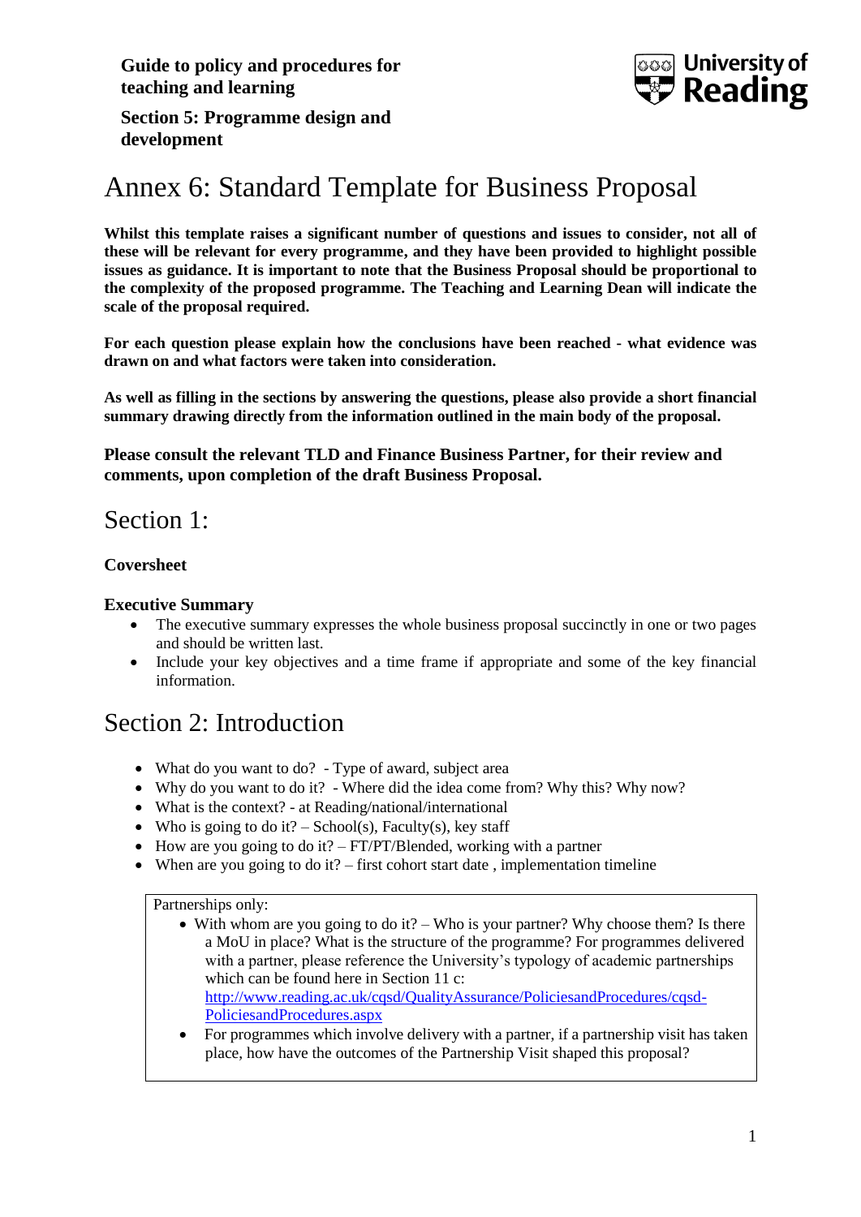**Guide to policy and procedures for teaching and learning**

**Section 5: Programme design and development**

# Annex 6: Standard Template for Business Proposal

**Whilst this template raises a significant number of questions and issues to consider, not all of these will be relevant for every programme, and they have been provided to highlight possible issues as guidance. It is important to note that the Business Proposal should be proportional to the complexity of the proposed programme. The Teaching and Learning Dean will indicate the scale of the proposal required.**

**For each question please explain how the conclusions have been reached - what evidence was drawn on and what factors were taken into consideration.**

**As well as filling in the sections by answering the questions, please also provide a short financial summary drawing directly from the information outlined in the main body of the proposal.**

**Please consult the relevant TLD and Finance Business Partner, for their review and comments, upon completion of the draft Business Proposal.**

## Section 1:

**Coversheet**

**Executive Summary**

- The executive summary expresses the whole business proposal succinctly in one or two pages and should be written last.
- Include your key objectives and a time frame if appropriate and some of the key financial information.

## Section 2: Introduction

- What do you want to do? - Type of award, subject area
- Why do you want to do it? - Where did the idea come from? Why this? Why now?
- What is the context? - at Reading/national/international
- Who is going to do it? – School(s), Faculty(s), key staff
- How are you going to do it? – FT/PT/Blended, working with a partner
- When are you going to do it? – first cohort start date , implementation timeline

Partnerships only:

- With whom are you going to do it? – Who is your partner? Why choose them? Is there a MoU in place? What is the structure of the programme? For programmes delivered with a partner, please reference the University's typology of academic partnerships which can be found here in Section 11 c: [http://www.reading.ac.uk/cqsd/QualityAssurance/PoliciesandProcedures/cqsd-PoliciesandProcedures.aspx](http://www.reading.ac.uk/cqsd/QualityAssurance/PoliciesandProcedures/cqsd-PoliciesandProcedures.aspx)
- For programmes which involve delivery with a partner, if a partnership visit has taken place, how have the outcomes of the Partnership Visit shaped this proposal?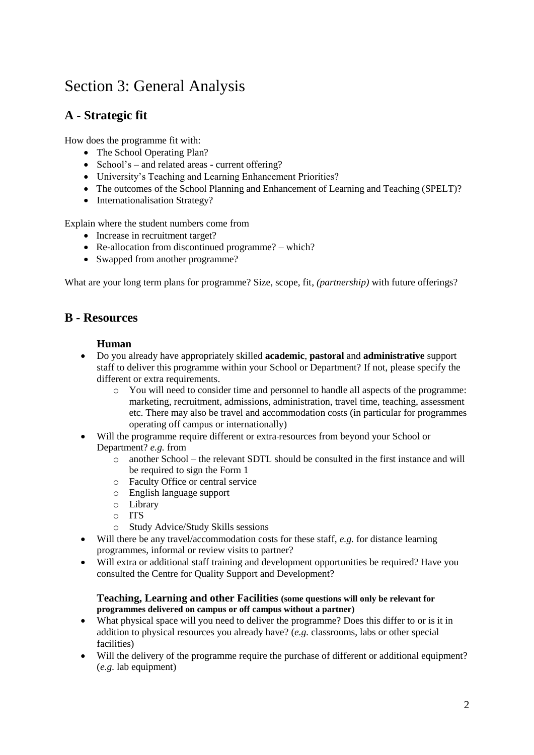# Section 3: General Analysis

## A - Strategic fit

How does the programme fit with:

- The School Operating Plan?
- School's – and related areas - current offering?
- University's Teaching and Learning Enhancement Priorities?
- The outcomes of the School Planning and Enhancement of Learning and Teaching (SPELT)?
- Internationalisation Strategy?

Explain where the student numbers come from

- Increase in recruitment target?
- Re-allocation from discontinued programme? – which?
- Swapped from another programme?

What are your long term plans for programme? Size, scope, fit, *(partnership)* with future offerings?

## B - Resources

### Human

- Do you already have appropriately skilled **academic**, **pastoral** and **administrative** support staff to deliver this programme within your School or Department? If not, please specify the different or extra requirements.
  - You will need to consider time and personnel to handle all aspects of the programme: marketing, recruitment, admissions, administration, travel time, teaching, assessment etc. There may also be travel and accommodation costs (in particular for programmes operating off campus or internationally)
- Will the programme require different or extra-resources from beyond your School or Department? *e.g.* from
  - another School – the relevant SDTL should be consulted in the first instance and will be required to sign the Form 1
  - Faculty Office or central service
  - English language support
  - Library
  - ITS
  - Study Advice/Study Skills sessions
- Will there be any travel/accommodation costs for these staff, *e.g.* for distance learning programmes, informal or review visits to partner?
- Will extra or additional staff training and development opportunities be required? Have you consulted the Centre for Quality Support and Development?

### Teaching, Learning and other Facilities **(some questions will only be relevant for programmes delivered on campus or off campus without a partner)**

- What physical space will you need to deliver the programme? Does this differ to or is it in addition to physical resources you already have? (*e.g.* classrooms, labs or other special facilities)
- Will the delivery of the programme require the purchase of different or additional equipment? (*e.g.* lab equipment)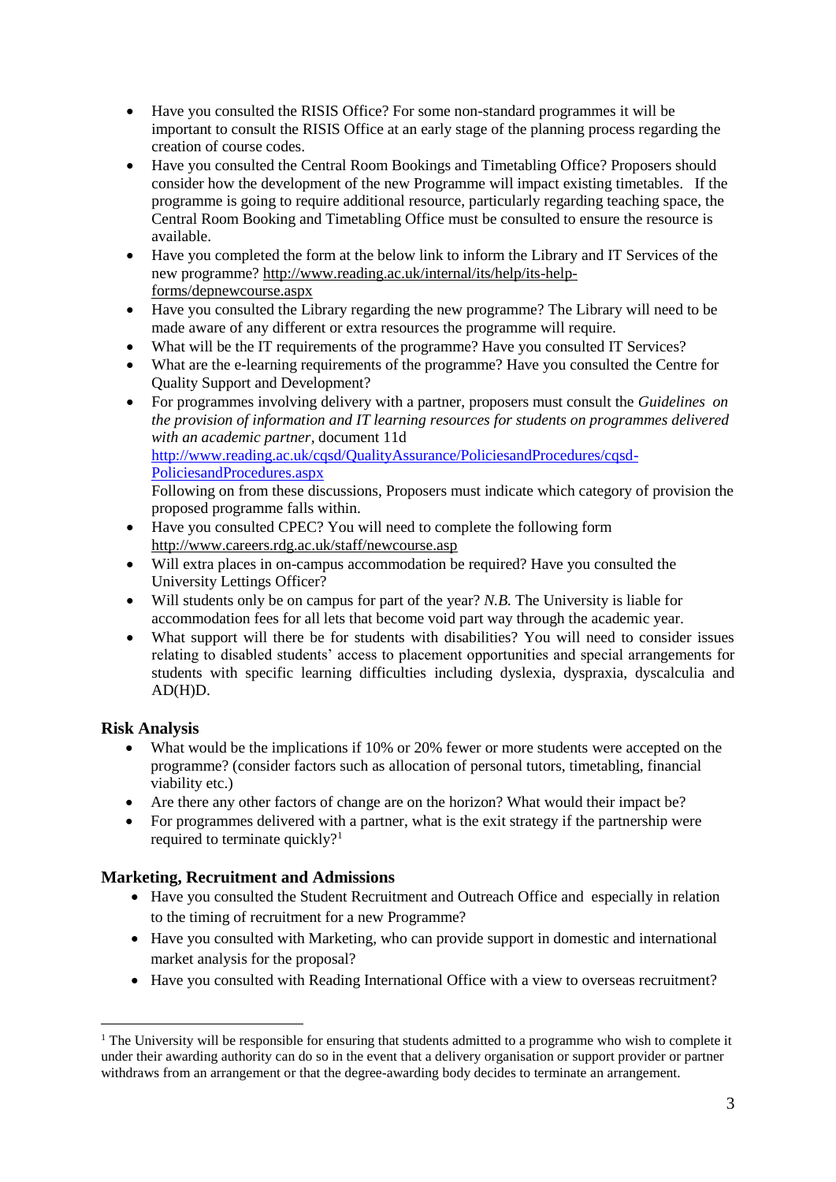- Have you consulted the RISIS Office? For some non-standard programmes it will be important to consult the RISIS Office at an early stage of the planning process regarding the creation of course codes.
- Have you consulted the Central Room Bookings and Timetabling Office? Proposers should consider how the development of the new Programme will impact existing timetables. If the programme is going to require additional resource, particularly regarding teaching space, the Central Room Booking and Timetabling Office must be consulted to ensure the resource is available.
- Have you completed the form at the below link to inform the Library and IT Services of the new programme? http://www.reading.ac.uk/internal/its/help/its-help-forms/depnewcourse.aspx
- Have you consulted the Library regarding the new programme? The Library will need to be made aware of any different or extra resources the programme will require.
- What will be the IT requirements of the programme? Have you consulted IT Services?
- What are the e-learning requirements of the programme? Have you consulted the Centre for Quality Support and Development?
- For programmes involving delivery with a partner, proposers must consult the *Guidelines on the provision of information and IT learning resources for students on programmes delivered with an academic partner*, document 11d http://www.reading.ac.uk/cqsd/QualityAssurance/PoliciesandProcedures/cqsd-PoliciesandProcedures.aspx
  Following on from these discussions, Proposers must indicate which category of provision the proposed programme falls within.
- Have you consulted CPEC? You will need to complete the following form http://www.careers.rdg.ac.uk/staff/newcourse.asp
- Will extra places in on-campus accommodation be required? Have you consulted the University Lettings Officer?
- Will students only be on campus for part of the year? *N.B.* The University is liable for accommodation fees for all lets that become void part way through the academic year.
- What support will there be for students with disabilities? You will need to consider issues relating to disabled students' access to placement opportunities and special arrangements for students with specific learning difficulties including dyslexia, dyspraxia, dyscalculia and AD(H)D.

## Risk Analysis

- What would be the implications if 10% or 20% fewer or more students were accepted on the programme? (consider factors such as allocation of personal tutors, timetabling, financial viability etc.)
- Are there any other factors of change are on the horizon? What would their impact be?
- For programmes delivered with a partner, what is the exit strategy if the partnership were required to terminate quickly?[1]

## Marketing, Recruitment and Admissions

- Have you consulted the Student Recruitment and Outreach Office and especially in relation to the timing of recruitment for a new Programme?
- Have you consulted with Marketing, who can provide support in domestic and international market analysis for the proposal?
- Have you consulted with Reading International Office with a view to overseas recruitment?

---

[1] The University will be responsible for ensuring that students admitted to a programme who wish to complete it under their awarding authority can do so in the event that a delivery organisation or support provider or partner withdraws from an arrangement or that the degree-awarding body decides to terminate an arrangement.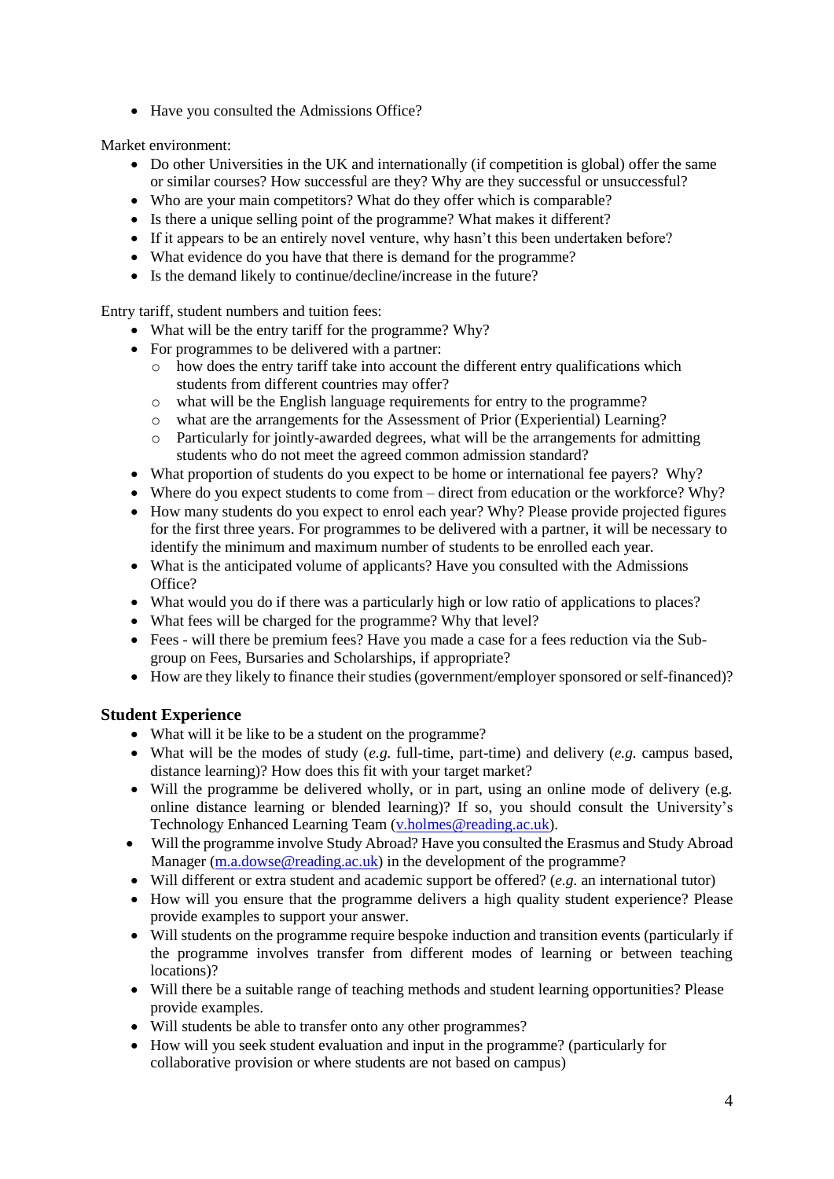- Have you consulted the Admissions Office?

Market environment:

- Do other Universities in the UK and internationally (if competition is global) offer the same or similar courses? How successful are they? Why are they successful or unsuccessful?
- Who are your main competitors? What do they offer which is comparable?
- Is there a unique selling point of the programme? What makes it different?
- If it appears to be an entirely novel venture, why hasn't this been undertaken before?
- What evidence do you have that there is demand for the programme?
- Is the demand likely to continue/decline/increase in the future?

Entry tariff, student numbers and tuition fees:

- What will be the entry tariff for the programme? Why?
- For programmes to be delivered with a partner:
  - how does the entry tariff take into account the different entry qualifications which students from different countries may offer?
  - what will be the English language requirements for entry to the programme?
  - what are the arrangements for the Assessment of Prior (Experiential) Learning?
  - Particularly for jointly-awarded degrees, what will be the arrangements for admitting students who do not meet the agreed common admission standard?
- What proportion of students do you expect to be home or international fee payers? Why?
- Where do you expect students to come from – direct from education or the workforce? Why?
- How many students do you expect to enrol each year? Why? Please provide projected figures for the first three years. For programmes to be delivered with a partner, it will be necessary to identify the minimum and maximum number of students to be enrolled each year.
- What is the anticipated volume of applicants? Have you consulted with the Admissions Office?
- What would you do if there was a particularly high or low ratio of applications to places?
- What fees will be charged for the programme? Why that level?
- Fees - will there be premium fees? Have you made a case for a fees reduction via the Sub-group on Fees, Bursaries and Scholarships, if appropriate?
- How are they likely to finance their studies (government/employer sponsored or self-financed)?

## Student Experience

- What will it be like to be a student on the programme?
- What will be the modes of study (*e.g.* full-time, part-time) and delivery (*e.g.* campus based, distance learning)? How does this fit with your target market?
- Will the programme be delivered wholly, or in part, using an online mode of delivery (e.g. online distance learning or blended learning)? If so, you should consult the University's Technology Enhanced Learning Team (v.holmes@reading.ac.uk).
- Will the programme involve Study Abroad? Have you consulted the Erasmus and Study Abroad Manager (m.a.dowse@reading.ac.uk) in the development of the programme?
- Will different or extra student and academic support be offered? (*e.g.* an international tutor)
- How will you ensure that the programme delivers a high quality student experience? Please provide examples to support your answer.
- Will students on the programme require bespoke induction and transition events (particularly if the programme involves transfer from different modes of learning or between teaching locations)?
- Will there be a suitable range of teaching methods and student learning opportunities? Please provide examples.
- Will students be able to transfer onto any other programmes?
- How will you seek student evaluation and input in the programme? (particularly for collaborative provision or where students are not based on campus)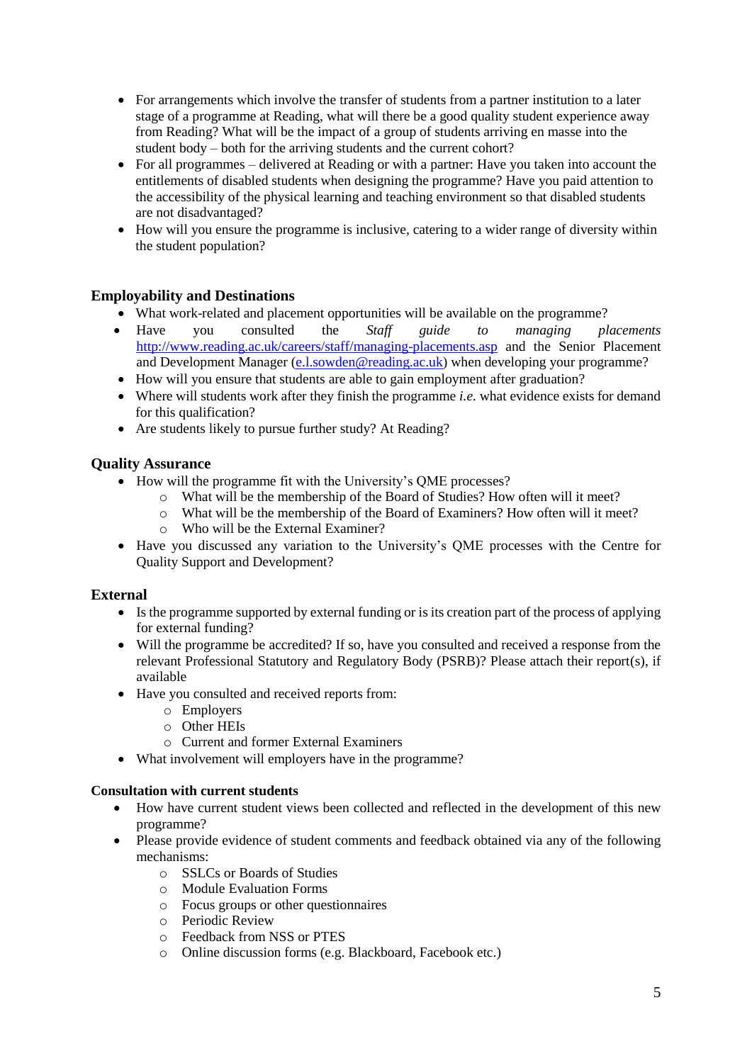- For arrangements which involve the transfer of students from a partner institution to a later stage of a programme at Reading, what will there be a good quality student experience away from Reading? What will be the impact of a group of students arriving en masse into the student body – both for the arriving students and the current cohort?
- For all programmes – delivered at Reading or with a partner: Have you taken into account the entitlements of disabled students when designing the programme? Have you paid attention to the accessibility of the physical learning and teaching environment so that disabled students are not disadvantaged?
- How will you ensure the programme is inclusive, catering to a wider range of diversity within the student population?

## Employability and Destinations

- What work-related and placement opportunities will be available on the programme?
- Have you consulted the *Staff guide to managing placements* http://www.reading.ac.uk/careers/staff/managing-placements.asp and the Senior Placement and Development Manager (e.l.sowden@reading.ac.uk) when developing your programme?
- How will you ensure that students are able to gain employment after graduation?
- Where will students work after they finish the programme *i.e.* what evidence exists for demand for this qualification?
- Are students likely to pursue further study? At Reading?

## Quality Assurance

- How will the programme fit with the University's QME processes?
  - What will be the membership of the Board of Studies? How often will it meet?
  - What will be the membership of the Board of Examiners? How often will it meet?
  - Who will be the External Examiner?
- Have you discussed any variation to the University's QME processes with the Centre for Quality Support and Development?

## External

- Is the programme supported by external funding or is its creation part of the process of applying for external funding?
- Will the programme be accredited? If so, have you consulted and received a response from the relevant Professional Statutory and Regulatory Body (PSRB)? Please attach their report(s), if available
- Have you consulted and received reports from:
  - Employers
  - Other HEIs
  - Current and former External Examiners
- What involvement will employers have in the programme?

### Consultation with current students

- How have current student views been collected and reflected in the development of this new programme?
- Please provide evidence of student comments and feedback obtained via any of the following mechanisms:
  - SSLCs or Boards of Studies
  - Module Evaluation Forms
  - Focus groups or other questionnaires
  - Periodic Review
  - Feedback from NSS or PTES
  - Online discussion forms (e.g. Blackboard, Facebook etc.)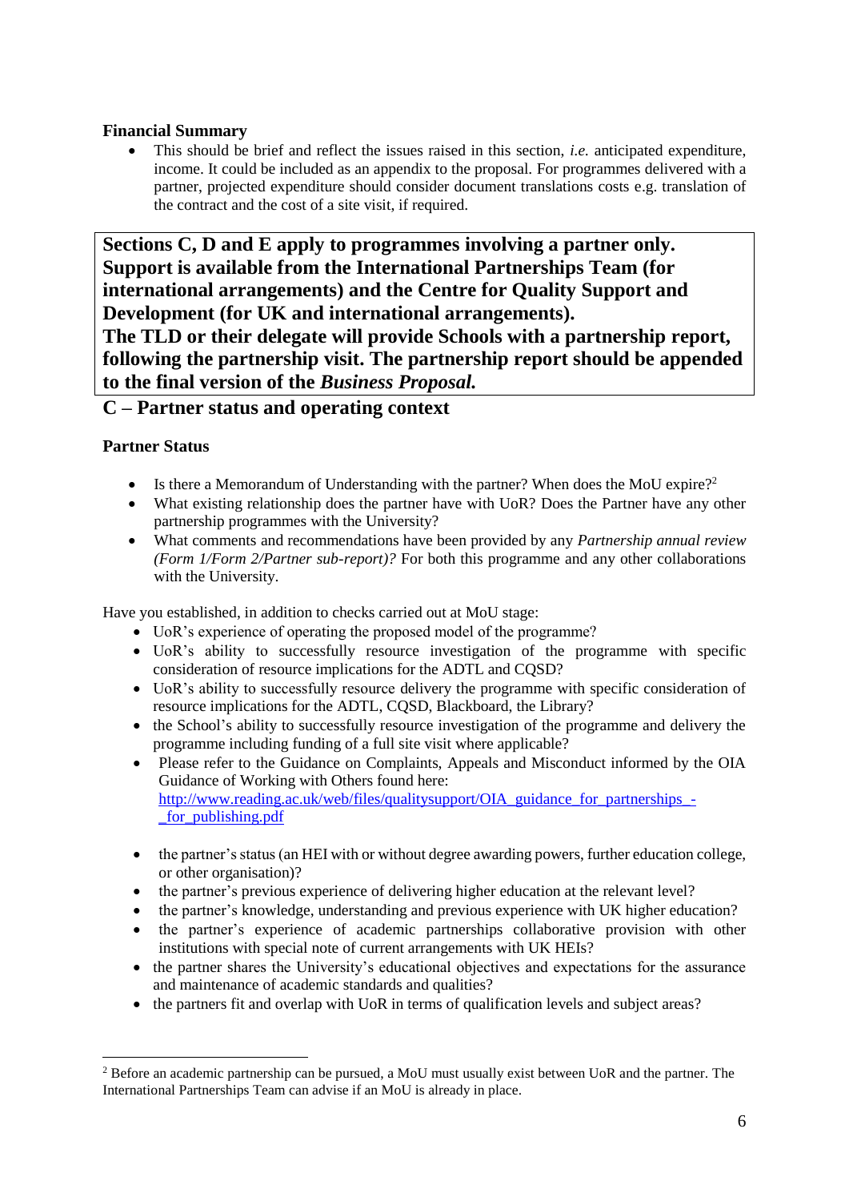**Financial Summary**

- This should be brief and reflect the issues raised in this section, *i.e.* anticipated expenditure, income. It could be included as an appendix to the proposal. For programmes delivered with a partner, projected expenditure should consider document translations costs e.g. translation of the contract and the cost of a site visit, if required.

**Sections C, D and E apply to programmes involving a partner only. Support is available from the International Partnerships Team (for international arrangements) and the Centre for Quality Support and Development (for UK and international arrangements).**
**The TLD or their delegate will provide Schools with a partnership report, following the partnership visit. The partnership report should be appended to the final version of the *Business Proposal.***

## C – Partner status and operating context

**Partner Status**

- Is there a Memorandum of Understanding with the partner? When does the MoU expire?[2]
- What existing relationship does the partner have with UoR? Does the Partner have any other partnership programmes with the University?
- What comments and recommendations have been provided by any *Partnership annual review (Form 1/Form 2/Partner sub-report)?* For both this programme and any other collaborations with the University.

Have you established, in addition to checks carried out at MoU stage:

- UoR's experience of operating the proposed model of the programme?
- UoR's ability to successfully resource investigation of the programme with specific consideration of resource implications for the ADTL and CQSD?
- UoR's ability to successfully resource delivery the programme with specific consideration of resource implications for the ADTL, CQSD, Blackboard, the Library?
- the School's ability to successfully resource investigation of the programme and delivery the programme including funding of a full site visit where applicable?
- Please refer to the Guidance on Complaints, Appeals and Misconduct informed by the OIA Guidance of Working with Others found here: http://www.reading.ac.uk/web/files/qualitysupport/OIA_guidance_for_partnerships_-_for_publishing.pdf
- the partner's status (an HEI with or without degree awarding powers, further education college, or other organisation)?
- the partner's previous experience of delivering higher education at the relevant level?
- the partner's knowledge, understanding and previous experience with UK higher education?
- the partner's experience of academic partnerships collaborative provision with other institutions with special note of current arrangements with UK HEIs?
- the partner shares the University's educational objectives and expectations for the assurance and maintenance of academic standards and qualities?
- the partners fit and overlap with UoR in terms of qualification levels and subject areas?

[2] Before an academic partnership can be pursued, a MoU must usually exist between UoR and the partner. The International Partnerships Team can advise if an MoU is already in place.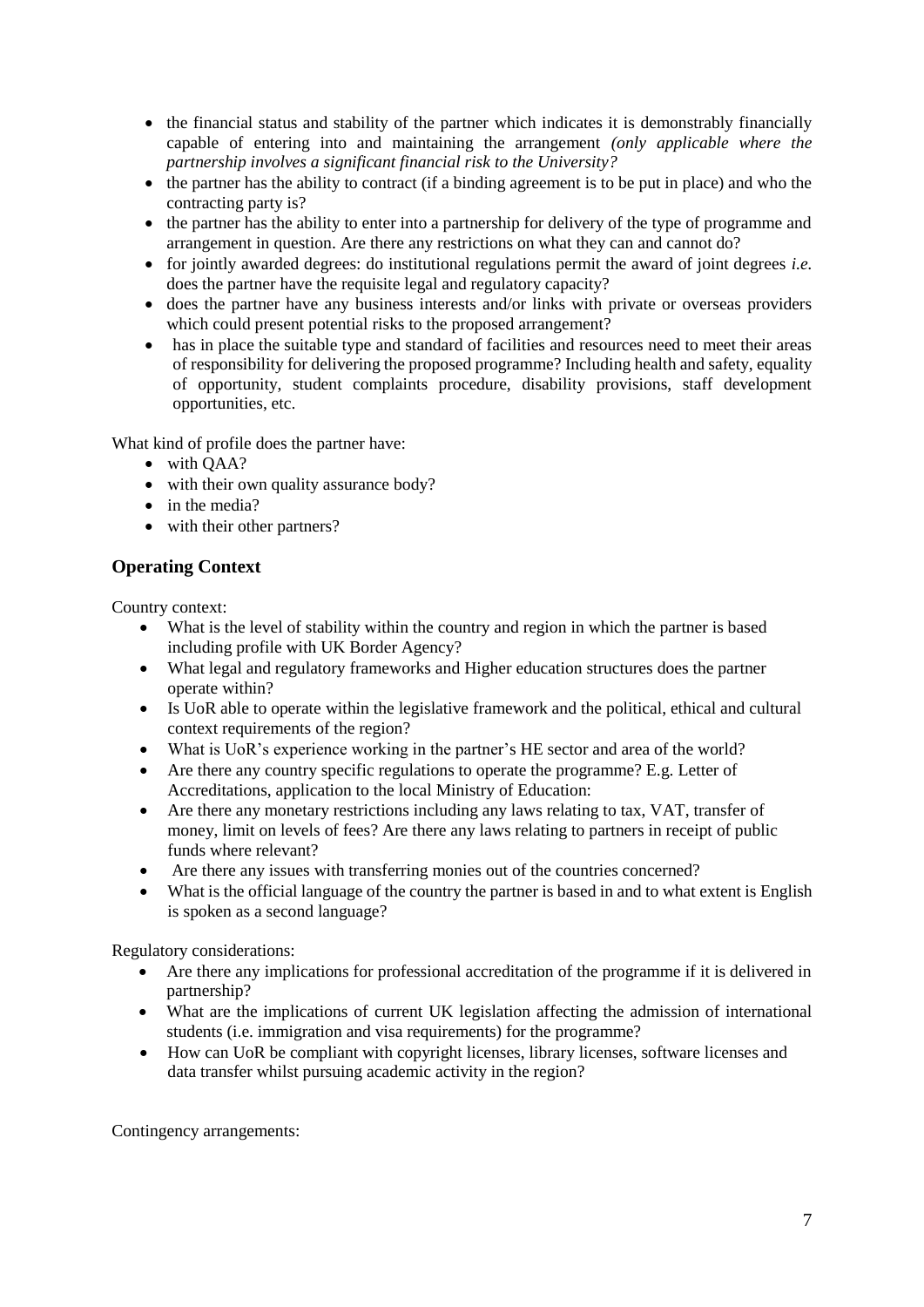- the financial status and stability of the partner which indicates it is demonstrably financially capable of entering into and maintaining the arrangement *(only applicable where the partnership involves a significant financial risk to the University?*
- the partner has the ability to contract (if a binding agreement is to be put in place) and who the contracting party is?
- the partner has the ability to enter into a partnership for delivery of the type of programme and arrangement in question. Are there any restrictions on what they can and cannot do?
- for jointly awarded degrees: do institutional regulations permit the award of joint degrees *i.e.* does the partner have the requisite legal and regulatory capacity?
- does the partner have any business interests and/or links with private or overseas providers which could present potential risks to the proposed arrangement?
- has in place the suitable type and standard of facilities and resources need to meet their areas of responsibility for delivering the proposed programme? Including health and safety, equality of opportunity, student complaints procedure, disability provisions, staff development opportunities, etc.

What kind of profile does the partner have:

- with QAA?
- with their own quality assurance body?
- in the media?
- with their other partners?

## Operating Context

Country context:

- What is the level of stability within the country and region in which the partner is based including profile with UK Border Agency?
- What legal and regulatory frameworks and Higher education structures does the partner operate within?
- Is UoR able to operate within the legislative framework and the political, ethical and cultural context requirements of the region?
- What is UoR's experience working in the partner's HE sector and area of the world?
- Are there any country specific regulations to operate the programme? E.g. Letter of Accreditations, application to the local Ministry of Education:
- Are there any monetary restrictions including any laws relating to tax, VAT, transfer of money, limit on levels of fees? Are there any laws relating to partners in receipt of public funds where relevant?
- Are there any issues with transferring monies out of the countries concerned?
- What is the official language of the country the partner is based in and to what extent is English is spoken as a second language?

Regulatory considerations:

- Are there any implications for professional accreditation of the programme if it is delivered in partnership?
- What are the implications of current UK legislation affecting the admission of international students (i.e. immigration and visa requirements) for the programme?
- How can UoR be compliant with copyright licenses, library licenses, software licenses and data transfer whilst pursuing academic activity in the region?

Contingency arrangements: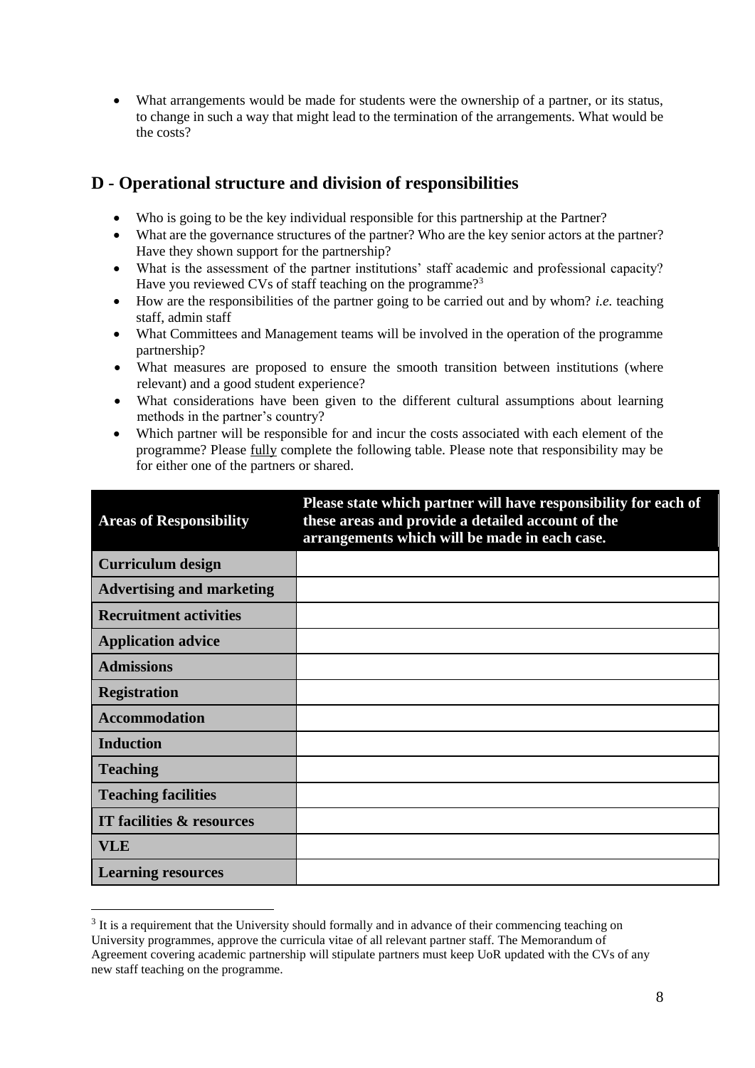- What arrangements would be made for students were the ownership of a partner, or its status, to change in such a way that might lead to the termination of the arrangements. What would be the costs?

## D - Operational structure and division of responsibilities

- Who is going to be the key individual responsible for this partnership at the Partner?
- What are the governance structures of the partner? Who are the key senior actors at the partner? Have they shown support for the partnership?
- What is the assessment of the partner institutions' staff academic and professional capacity? Have you reviewed CVs of staff teaching on the programme?[3]
- How are the responsibilities of the partner going to be carried out and by whom? *i.e.* teaching staff, admin staff
- What Committees and Management teams will be involved in the operation of the programme partnership?
- What measures are proposed to ensure the smooth transition between institutions (where relevant) and a good student experience?
- What considerations have been given to the different cultural assumptions about learning methods in the partner's country?
- Which partner will be responsible for and incur the costs associated with each element of the programme? Please fully complete the following table. Please note that responsibility may be for either one of the partners or shared.

| Areas of Responsibility | Please state which partner will have responsibility for each of these areas and provide a detailed account of the arrangements which will be made in each case. |
|---|---|
| **Curriculum design** | |
| **Advertising and marketing** | |
| **Recruitment activities** | |
| **Application advice** | |
| **Admissions** | |
| **Registration** | |
| **Accommodation** | |
| **Induction** | |
| **Teaching** | |
| **Teaching facilities** | |
| **IT facilities & resources** | |
| **VLE** | |
| **Learning resources** | |

[3] It is a requirement that the University should formally and in advance of their commencing teaching on University programmes, approve the curricula vitae of all relevant partner staff. The Memorandum of Agreement covering academic partnership will stipulate partners must keep UoR updated with the CVs of any new staff teaching on the programme.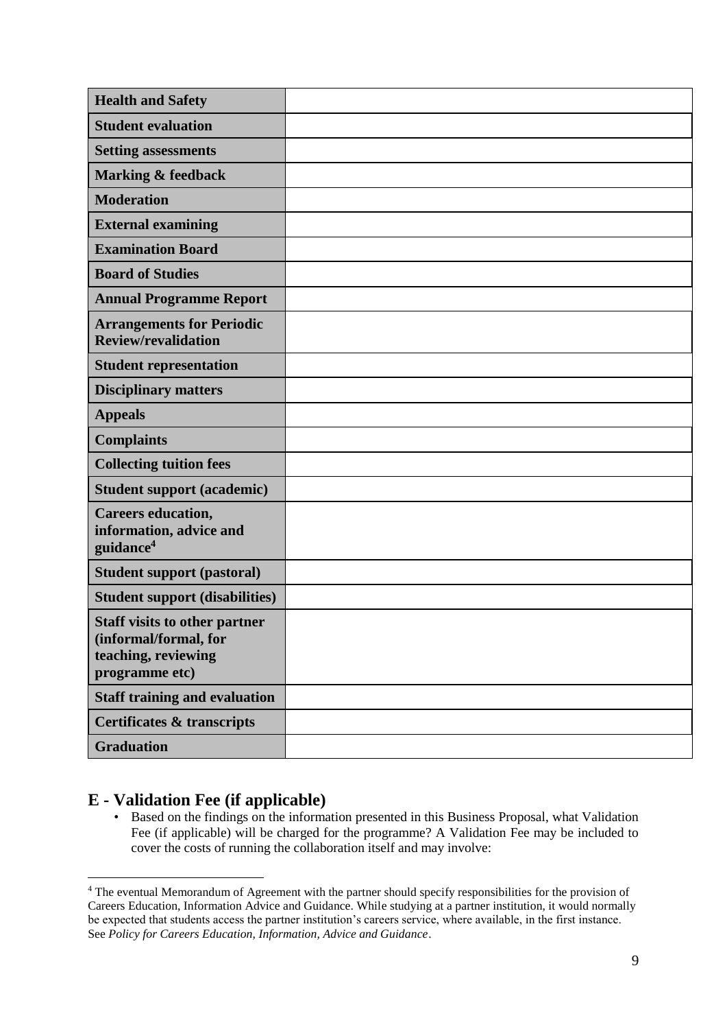| | |
|---|---|
| **Health and Safety** | |
| **Student evaluation** | |
| **Setting assessments** | |
| **Marking & feedback** | |
| **Moderation** | |
| **External examining** | |
| **Examination Board** | |
| **Board of Studies** | |
| **Annual Programme Report** | |
| **Arrangements for Periodic Review/revalidation** | |
| **Student representation** | |
| **Disciplinary matters** | |
| **Appeals** | |
| **Complaints** | |
| **Collecting tuition fees** | |
| **Student support (academic)** | |
| **Careers education, information, advice and guidance**[4] | |
| **Student support (pastoral)** | |
| **Student support (disabilities)** | |
| **Staff visits to other partner (informal/formal, for teaching, reviewing programme etc)** | |
| **Staff training and evaluation** | |
| **Certificates & transcripts** | |
| **Graduation** | |

## E - Validation Fee (if applicable)

- Based on the findings on the information presented in this Business Proposal, what Validation Fee (if applicable) will be charged for the programme? A Validation Fee may be included to cover the costs of running the collaboration itself and may involve:

---

[4] The eventual Memorandum of Agreement with the partner should specify responsibilities for the provision of Careers Education, Information Advice and Guidance. While studying at a partner institution, it would normally be expected that students access the partner institution's careers service, where available, in the first instance. See *Policy for Careers Education, Information, Advice and Guidance*.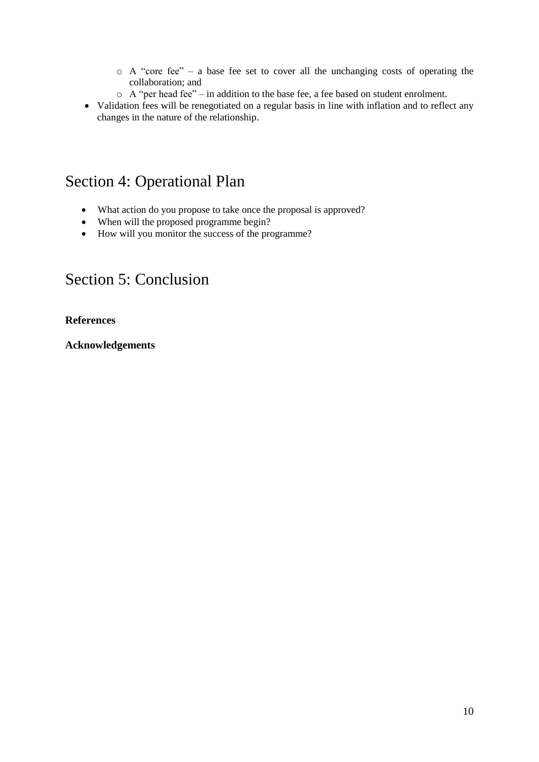- A "core fee" – a base fee set to cover all the unchanging costs of operating the collaboration; and
  - A "per head fee" – in addition to the base fee, a fee based on student enrolment.
- Validation fees will be renegotiated on a regular basis in line with inflation and to reflect any changes in the nature of the relationship.

# Section 4: Operational Plan

- What action do you propose to take once the proposal is approved?
- When will the proposed programme begin?
- How will you monitor the success of the programme?

# Section 5: Conclusion

**References**

**Acknowledgements**